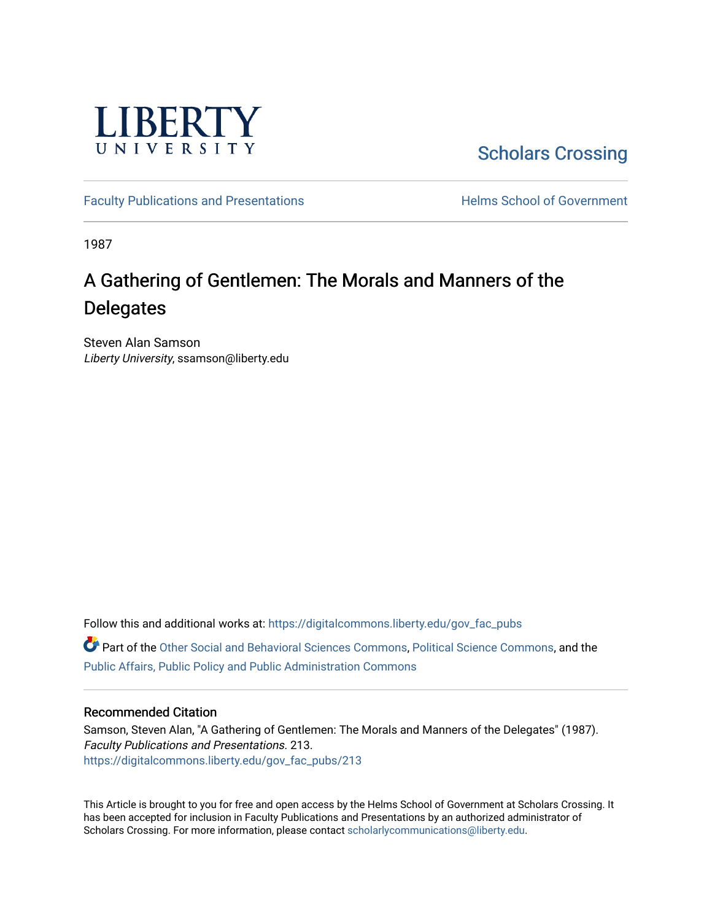LIBERTY UNIVERSITY

Scholars Crossing

Faculty Publications and Presentations

Helms School of Government

1987

# A Gathering of Gentlemen: The Morals and Manners of the Delegates

Steven Alan Samson
*Liberty University*, ssamson@liberty.edu

Follow this and additional works at: https://digitalcommons.liberty.edu/gov_fac_pubs

Part of the Other Social and Behavioral Sciences Commons, Political Science Commons, and the Public Affairs, Public Policy and Public Administration Commons

## Recommended Citation

Samson, Steven Alan, "A Gathering of Gentlemen: The Morals and Manners of the Delegates" (1987). *Faculty Publications and Presentations*. 213.
https://digitalcommons.liberty.edu/gov_fac_pubs/213

This Article is brought to you for free and open access by the Helms School of Government at Scholars Crossing. It has been accepted for inclusion in Faculty Publications and Presentations by an authorized administrator of Scholars Crossing. For more information, please contact scholarlycommunications@liberty.edu.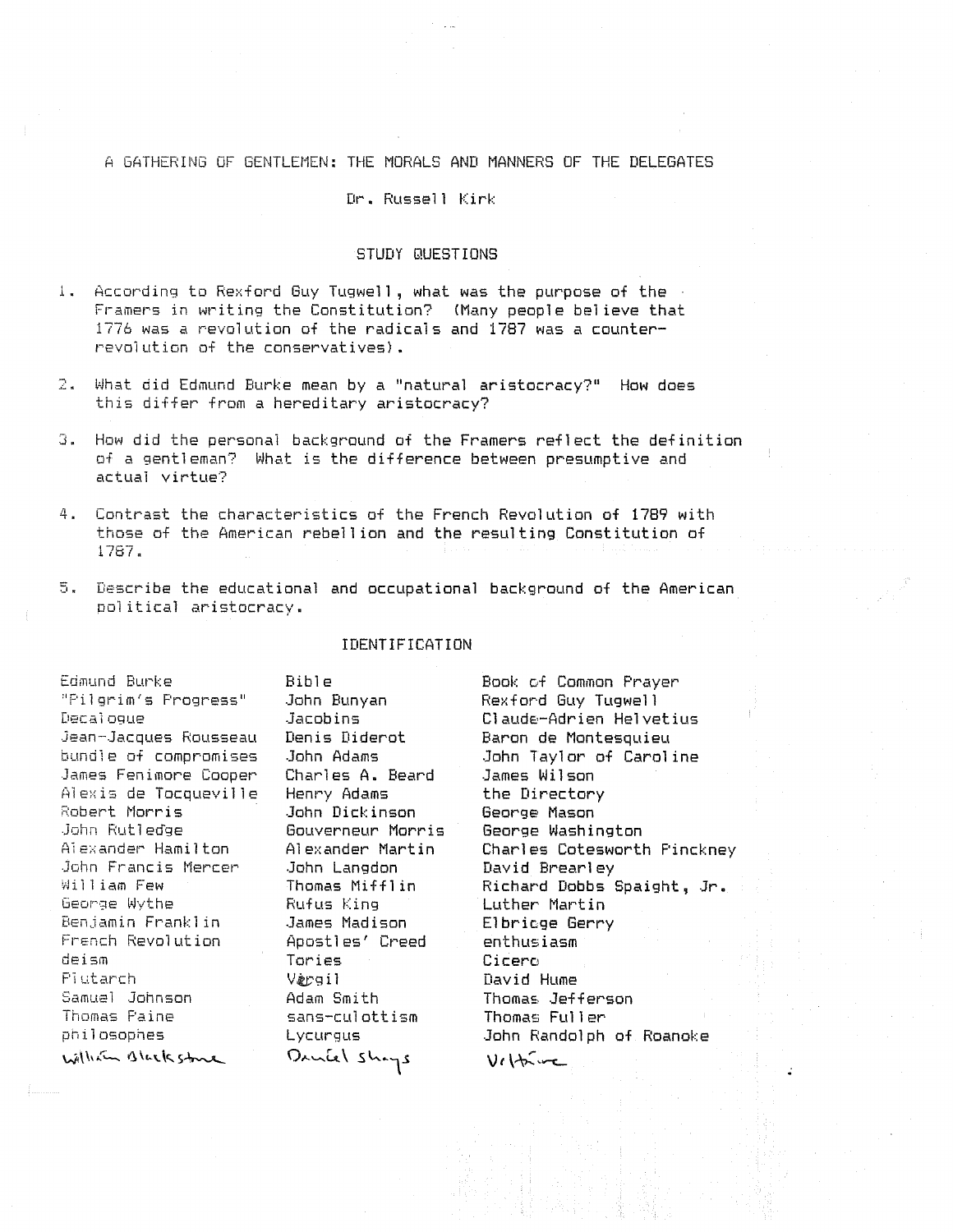A GATHERING OF GENTLEMEN: THE MORALS AND MANNERS OF THE DELEGATES

Dr. Russell Kirk

## STUDY QUESTIONS

1. According to Rexford Guy Tugwell, what was the purpose of the Framers in writing the Constitution? (Many people believe that 1776 was a revolution of the radicals and 1787 was a counter-revolution of the conservatives).

2. What did Edmund Burke mean by a "natural aristocracy?" How does this differ from a hereditary aristocracy?

3. How did the personal background of the Framers reflect the definition of a gentleman? What is the difference between presumptive and actual virtue?

4. Contrast the characteristics of the French Revolution of 1789 with those of the American rebellion and the resulting Constitution of 1787.

5. Describe the educational and occupational background of the American political aristocracy.

## IDENTIFICATION

| | | |
|---|---|---|
| Edmund Burke | Bible | Book of Common Prayer |
| "Pilgrim's Progress" | John Bunyan | Rexford Guy Tugwell |
| Decalogue | Jacobins | Claude-Adrien Helvetius |
| Jean-Jacques Rousseau | Denis Diderot | Baron de Montesquieu |
| bundle of compromises | John Adams | John Taylor of Caroline |
| James Fenimore Cooper | Charles A. Beard | James Wilson |
| Alexis de Tocqueville | Henry Adams | the Directory |
| Robert Morris | John Dickinson | George Mason |
| John Rutledge | Gouverneur Morris | George Washington |
| Alexander Hamilton | Alexander Martin | Charles Cotesworth Pinckney |
| John Francis Mercer | John Langdon | David Brearley |
| William Few | Thomas Mifflin | Richard Dobbs Spaight, Jr. |
| George Wythe | Rufus King | Luther Martin |
| Benjamin Franklin | James Madison | Elbridge Gerry |
| French Revolution | Apostles' Creed | enthusiasm |
| deism | Tories | Cicero |
| Plutarch | Virgil | David Hume |
| Samuel Johnson | Adam Smith | Thomas Jefferson |
| Thomas Paine | sans-culottism | Thomas Fuller |
| philosophes | Lycurgus | John Randolph of Roanoke |
| William Blackstone | Daniel Shays | Voltaire |